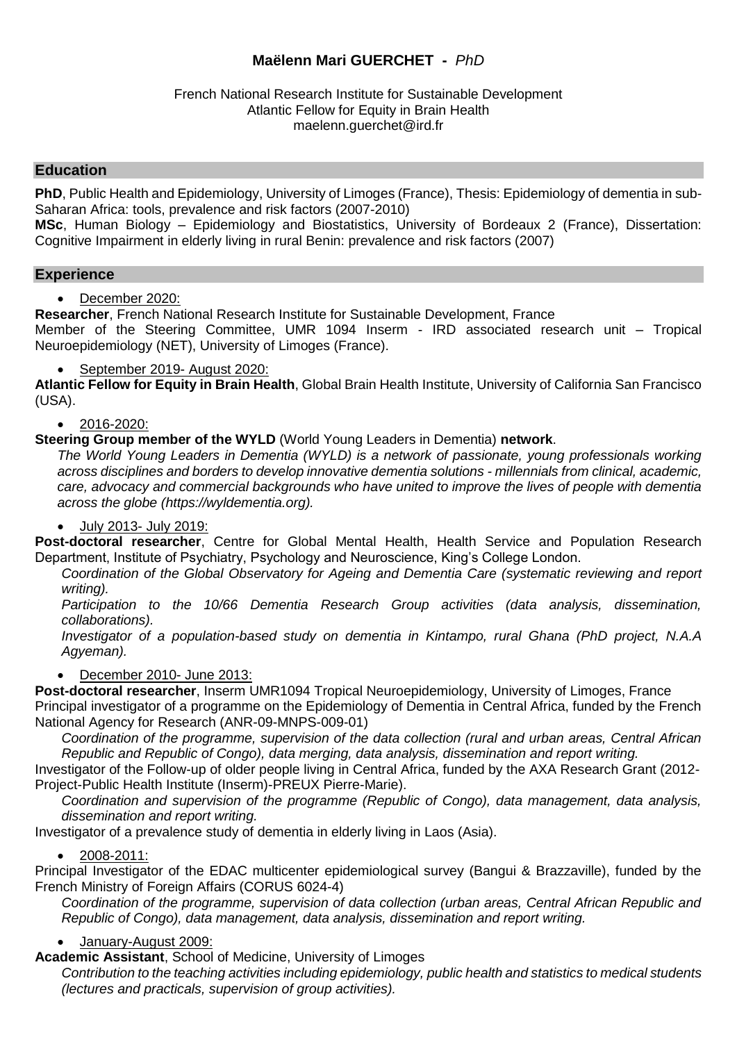# Maëlenn Mari GUERCHET - *PhD*

French National Research Institute for Sustainable Development
Atlantic Fellow for Equity in Brain Health
maelenn.guerchet@ird.fr

## Education

**PhD**, Public Health and Epidemiology, University of Limoges (France), Thesis: Epidemiology of dementia in sub-Saharan Africa: tools, prevalence and risk factors (2007-2010)

**MSc**, Human Biology – Epidemiology and Biostatistics, University of Bordeaux 2 (France), Dissertation: Cognitive Impairment in elderly living in rural Benin: prevalence and risk factors (2007)

## Experience

- December 2020:

**Researcher**, French National Research Institute for Sustainable Development, France
Member of the Steering Committee, UMR 1094 Inserm - IRD associated research unit – Tropical Neuroepidemiology (NET), University of Limoges (France).

- September 2019- August 2020:

**Atlantic Fellow for Equity in Brain Health**, Global Brain Health Institute, University of California San Francisco (USA).

- 2016-2020:

**Steering Group member of the WYLD** (World Young Leaders in Dementia) **network**.

*The World Young Leaders in Dementia (WYLD) is a network of passionate, young professionals working across disciplines and borders to develop innovative dementia solutions - millennials from clinical, academic, care, advocacy and commercial backgrounds who have united to improve the lives of people with dementia across the globe (https://wyldementia.org).*

- July 2013- July 2019:

**Post-doctoral researcher**, Centre for Global Mental Health, Health Service and Population Research Department, Institute of Psychiatry, Psychology and Neuroscience, King's College London.

*Coordination of the Global Observatory for Ageing and Dementia Care (systematic reviewing and report writing).*

*Participation to the 10/66 Dementia Research Group activities (data analysis, dissemination, collaborations).*

*Investigator of a population-based study on dementia in Kintampo, rural Ghana (PhD project, N.A.A Agyeman).*

- December 2010- June 2013:

**Post-doctoral researcher**, Inserm UMR1094 Tropical Neuroepidemiology, University of Limoges, France
Principal investigator of a programme on the Epidemiology of Dementia in Central Africa, funded by the French National Agency for Research (ANR-09-MNPS-009-01)

*Coordination of the programme, supervision of the data collection (rural and urban areas, Central African Republic and Republic of Congo), data merging, data analysis, dissemination and report writing.*

Investigator of the Follow-up of older people living in Central Africa, funded by the AXA Research Grant (2012-Project-Public Health Institute (Inserm)-PREUX Pierre-Marie).

*Coordination and supervision of the programme (Republic of Congo), data management, data analysis, dissemination and report writing.*

Investigator of a prevalence study of dementia in elderly living in Laos (Asia).

- 2008-2011:

Principal Investigator of the EDAC multicenter epidemiological survey (Bangui & Brazzaville), funded by the French Ministry of Foreign Affairs (CORUS 6024-4)

*Coordination of the programme, supervision of data collection (urban areas, Central African Republic and Republic of Congo), data management, data analysis, dissemination and report writing.*

- January-August 2009:

**Academic Assistant**, School of Medicine, University of Limoges

*Contribution to the teaching activities including epidemiology, public health and statistics to medical students (lectures and practicals, supervision of group activities).*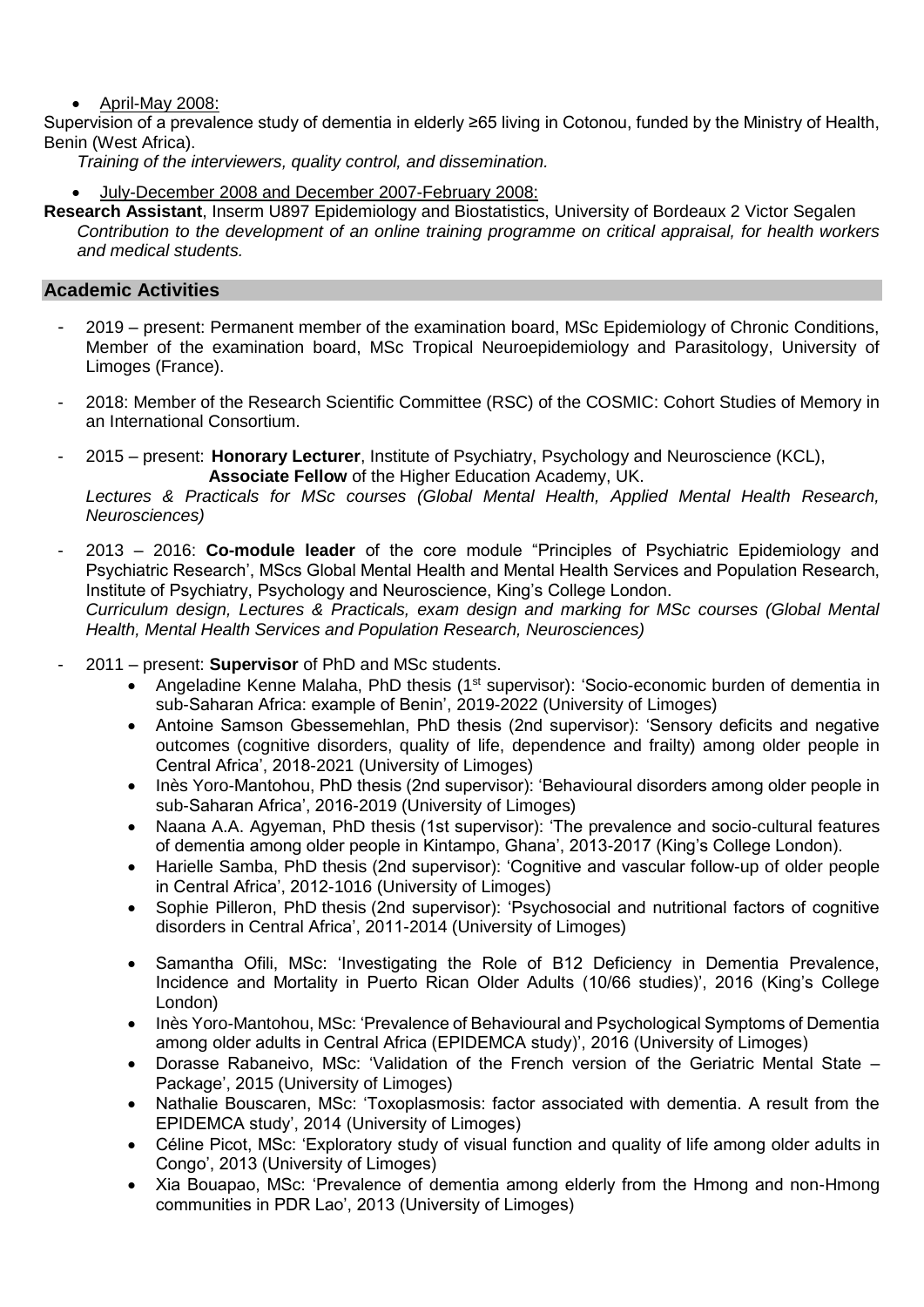- April-May 2008:

Supervision of a prevalence study of dementia in elderly ≥65 living in Cotonou, funded by the Ministry of Health, Benin (West Africa).

*Training of the interviewers, quality control, and dissemination.*

- July-December 2008 and December 2007-February 2008:

**Research Assistant**, Inserm U897 Epidemiology and Biostatistics, University of Bordeaux 2 Victor Segalen
*Contribution to the development of an online training programme on critical appraisal, for health workers and medical students.*

## Academic Activities

- 2019 – present: Permanent member of the examination board, MSc Epidemiology of Chronic Conditions, Member of the examination board, MSc Tropical Neuroepidemiology and Parasitology, University of Limoges (France).
- 2018: Member of the Research Scientific Committee (RSC) of the COSMIC: Cohort Studies of Memory in an International Consortium.
- 2015 – present: **Honorary Lecturer**, Institute of Psychiatry, Psychology and Neuroscience (KCL),
  **Associate Fellow** of the Higher Education Academy, UK.
  *Lectures & Practicals for MSc courses (Global Mental Health, Applied Mental Health Research, Neurosciences)*
- 2013 – 2016: **Co-module leader** of the core module "Principles of Psychiatric Epidemiology and Psychiatric Research', MScs Global Mental Health and Mental Health Services and Population Research, Institute of Psychiatry, Psychology and Neuroscience, King's College London.
  *Curriculum design, Lectures & Practicals, exam design and marking for MSc courses (Global Mental Health, Mental Health Services and Population Research, Neurosciences)*
- 2011 – present: **Supervisor** of PhD and MSc students.
  - Angeladine Kenne Malaha, PhD thesis (1st supervisor): 'Socio-economic burden of dementia in sub-Saharan Africa: example of Benin', 2019-2022 (University of Limoges)
  - Antoine Samson Gbessemehlan, PhD thesis (2nd supervisor): 'Sensory deficits and negative outcomes (cognitive disorders, quality of life, dependence and frailty) among older people in Central Africa', 2018-2021 (University of Limoges)
  - Inès Yoro-Mantohou, PhD thesis (2nd supervisor): 'Behavioural disorders among older people in sub-Saharan Africa', 2016-2019 (University of Limoges)
  - Naana A.A. Agyeman, PhD thesis (1st supervisor): 'The prevalence and socio-cultural features of dementia among older people in Kintampo, Ghana', 2013-2017 (King's College London).
  - Harielle Samba, PhD thesis (2nd supervisor): 'Cognitive and vascular follow-up of older people in Central Africa', 2012-1016 (University of Limoges)
  - Sophie Pilleron, PhD thesis (2nd supervisor): 'Psychosocial and nutritional factors of cognitive disorders in Central Africa', 2011-2014 (University of Limoges)
  - Samantha Ofili, MSc: 'Investigating the Role of B12 Deficiency in Dementia Prevalence, Incidence and Mortality in Puerto Rican Older Adults (10/66 studies)', 2016 (King's College London)
  - Inès Yoro-Mantohou, MSc: 'Prevalence of Behavioural and Psychological Symptoms of Dementia among older adults in Central Africa (EPIDEMCA study)', 2016 (University of Limoges)
  - Dorasse Rabaneivo, MSc: 'Validation of the French version of the Geriatric Mental State – Package', 2015 (University of Limoges)
  - Nathalie Bouscaren, MSc: 'Toxoplasmosis: factor associated with dementia. A result from the EPIDEMCA study', 2014 (University of Limoges)
  - Céline Picot, MSc: 'Exploratory study of visual function and quality of life among older adults in Congo', 2013 (University of Limoges)
  - Xia Bouapao, MSc: 'Prevalence of dementia among elderly from the Hmong and non-Hmong communities in PDR Lao', 2013 (University of Limoges)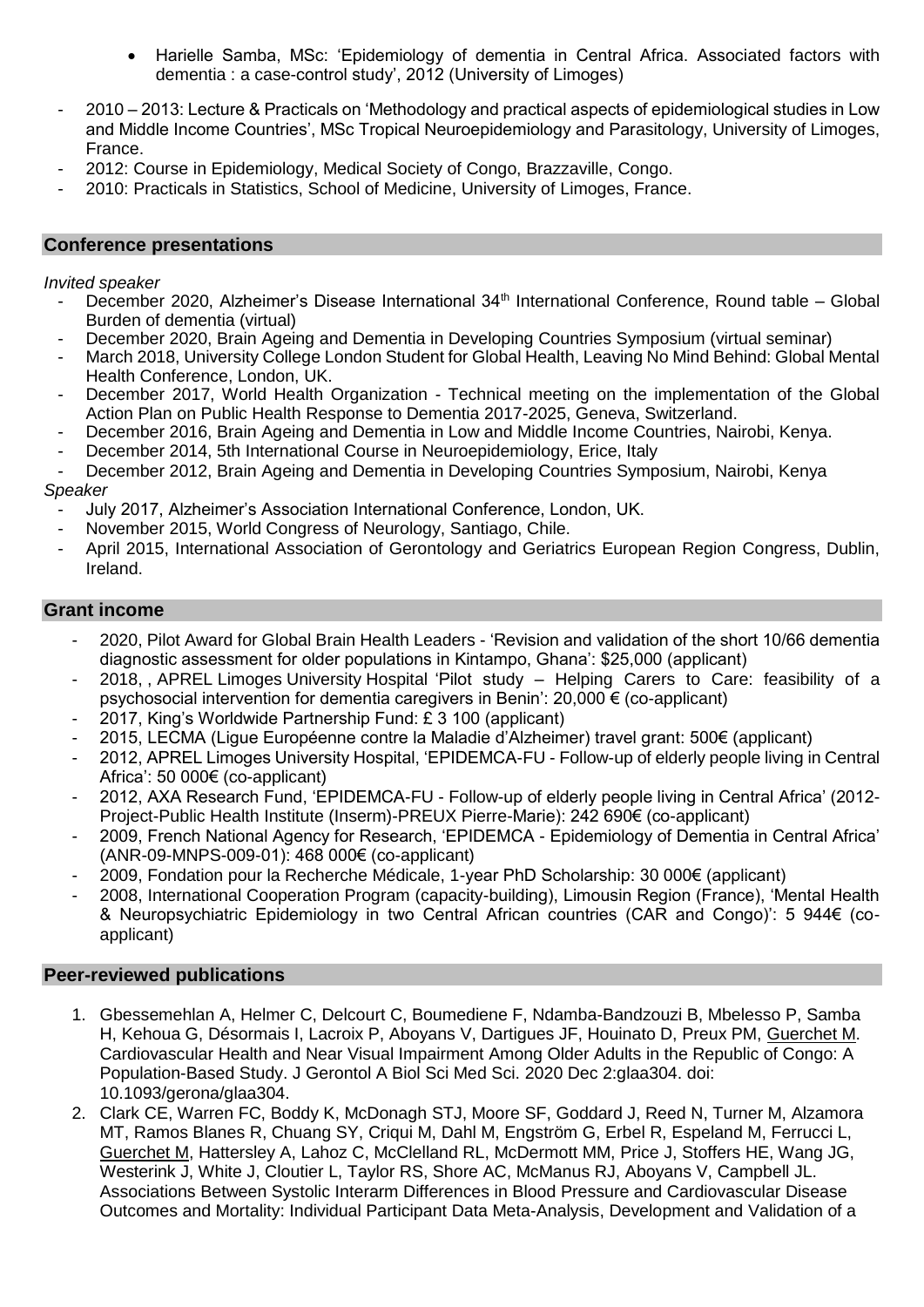- Harielle Samba, MSc: 'Epidemiology of dementia in Central Africa. Associated factors with dementia : a case-control study', 2012 (University of Limoges)

- 2010 – 2013: Lecture & Practicals on 'Methodology and practical aspects of epidemiological studies in Low and Middle Income Countries', MSc Tropical Neuroepidemiology and Parasitology, University of Limoges, France.
- 2012: Course in Epidemiology, Medical Society of Congo, Brazzaville, Congo.
- 2010: Practicals in Statistics, School of Medicine, University of Limoges, France.

## Conference presentations

*Invited speaker*

- December 2020, Alzheimer's Disease International 34th International Conference, Round table – Global Burden of dementia (virtual)
- December 2020, Brain Ageing and Dementia in Developing Countries Symposium (virtual seminar)
- March 2018, University College London Student for Global Health, Leaving No Mind Behind: Global Mental Health Conference, London, UK.
- December 2017, World Health Organization - Technical meeting on the implementation of the Global Action Plan on Public Health Response to Dementia 2017-2025, Geneva, Switzerland.
- December 2016, Brain Ageing and Dementia in Low and Middle Income Countries, Nairobi, Kenya.
- December 2014, 5th International Course in Neuroepidemiology, Erice, Italy
- December 2012, Brain Ageing and Dementia in Developing Countries Symposium, Nairobi, Kenya

*Speaker*

- July 2017, Alzheimer's Association International Conference, London, UK.
- November 2015, World Congress of Neurology, Santiago, Chile.
- April 2015, International Association of Gerontology and Geriatrics European Region Congress, Dublin, Ireland.

## Grant income

- 2020, Pilot Award for Global Brain Health Leaders - 'Revision and validation of the short 10/66 dementia diagnostic assessment for older populations in Kintampo, Ghana': $25,000 (applicant)
- 2018, , APREL Limoges University Hospital 'Pilot study – Helping Carers to Care: feasibility of a psychosocial intervention for dementia caregivers in Benin': 20,000 € (co-applicant)
- 2017, King's Worldwide Partnership Fund: £ 3 100 (applicant)
- 2015, LECMA (Ligue Européenne contre la Maladie d'Alzheimer) travel grant: 500€ (applicant)
- 2012, APREL Limoges University Hospital, 'EPIDEMCA-FU - Follow-up of elderly people living in Central Africa': 50 000€ (co-applicant)
- 2012, AXA Research Fund, 'EPIDEMCA-FU - Follow-up of elderly people living in Central Africa' (2012-Project-Public Health Institute (Inserm)-PREUX Pierre-Marie): 242 690€ (co-applicant)
- 2009, French National Agency for Research, 'EPIDEMCA - Epidemiology of Dementia in Central Africa' (ANR-09-MNPS-009-01): 468 000€ (co-applicant)
- 2009, Fondation pour la Recherche Médicale, 1-year PhD Scholarship: 30 000€ (applicant)
- 2008, International Cooperation Program (capacity-building), Limousin Region (France), 'Mental Health & Neuropsychiatric Epidemiology in two Central African countries (CAR and Congo)': 5 944€ (co-applicant)

## Peer-reviewed publications

1. Gbessemehlan A, Helmer C, Delcourt C, Boumediene F, Ndamba-Bandzouzi B, Mbelesso P, Samba H, Kehoua G, Désormais I, Lacroix P, Aboyans V, Dartigues JF, Houinato D, Preux PM, Guerchet M. Cardiovascular Health and Near Visual Impairment Among Older Adults in the Republic of Congo: A Population-Based Study. J Gerontol A Biol Sci Med Sci. 2020 Dec 2:glaa304. doi: 10.1093/gerona/glaa304.
2. Clark CE, Warren FC, Boddy K, McDonagh STJ, Moore SF, Goddard J, Reed N, Turner M, Alzamora MT, Ramos Blanes R, Chuang SY, Criqui M, Dahl M, Engström G, Erbel R, Espeland M, Ferrucci L, Guerchet M, Hattersley A, Lahoz C, McClelland RL, McDermott MM, Price J, Stoffers HE, Wang JG, Westerink J, White J, Cloutier L, Taylor RS, Shore AC, McManus RJ, Aboyans V, Campbell JL. Associations Between Systolic Interarm Differences in Blood Pressure and Cardiovascular Disease Outcomes and Mortality: Individual Participant Data Meta-Analysis, Development and Validation of a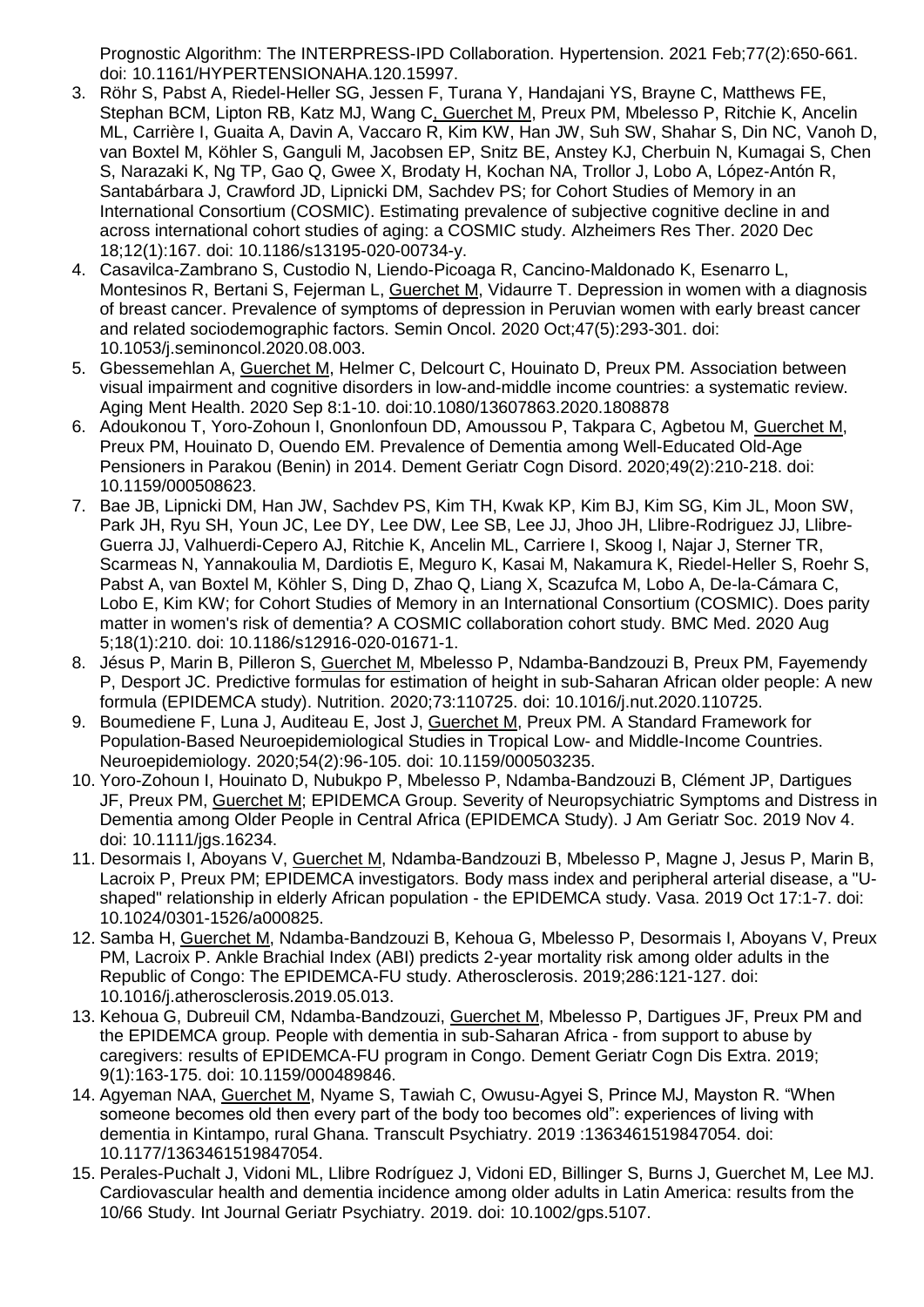Prognostic Algorithm: The INTERPRESS-IPD Collaboration. Hypertension. 2021 Feb;77(2):650-661. doi: 10.1161/HYPERTENSIONAHA.120.15997.

3. Röhr S, Pabst A, Riedel-Heller SG, Jessen F, Turana Y, Handajani YS, Brayne C, Matthews FE, Stephan BCM, Lipton RB, Katz MJ, Wang C, Guerchet M, Preux PM, Mbelesso P, Ritchie K, Ancelin ML, Carrière I, Guaita A, Davin A, Vaccaro R, Kim KW, Han JW, Suh SW, Shahar S, Din NC, Vanoh D, van Boxtel M, Köhler S, Ganguli M, Jacobsen EP, Snitz BE, Anstey KJ, Cherbuin N, Kumagai S, Chen S, Narazaki K, Ng TP, Gao Q, Gwee X, Brodaty H, Kochan NA, Trollor J, Lobo A, López-Antón R, Santabárbara J, Crawford JD, Lipnicki DM, Sachdev PS; for Cohort Studies of Memory in an International Consortium (COSMIC). Estimating prevalence of subjective cognitive decline in and across international cohort studies of aging: a COSMIC study. Alzheimers Res Ther. 2020 Dec 18;12(1):167. doi: 10.1186/s13195-020-00734-y.
4. Casavilca-Zambrano S, Custodio N, Liendo-Picoaga R, Cancino-Maldonado K, Esenarro L, Montesinos R, Bertani S, Fejerman L, Guerchet M, Vidaurre T. Depression in women with a diagnosis of breast cancer. Prevalence of symptoms of depression in Peruvian women with early breast cancer and related sociodemographic factors. Semin Oncol. 2020 Oct;47(5):293-301. doi: 10.1053/j.seminoncol.2020.08.003.
5. Gbessemehlan A, Guerchet M, Helmer C, Delcourt C, Houinato D, Preux PM. Association between visual impairment and cognitive disorders in low-and-middle income countries: a systematic review. Aging Ment Health. 2020 Sep 8:1-10. doi:10.1080/13607863.2020.1808878
6. Adoukonou T, Yoro-Zohoun I, Gnonlonfoun DD, Amoussou P, Takpara C, Agbetou M, Guerchet M, Preux PM, Houinato D, Ouendo EM. Prevalence of Dementia among Well-Educated Old-Age Pensioners in Parakou (Benin) in 2014. Dement Geriatr Cogn Disord. 2020;49(2):210-218. doi: 10.1159/000508623.
7. Bae JB, Lipnicki DM, Han JW, Sachdev PS, Kim TH, Kwak KP, Kim BJ, Kim SG, Kim JL, Moon SW, Park JH, Ryu SH, Youn JC, Lee DY, Lee DW, Lee SB, Lee JJ, Jhoo JH, Llibre-Rodriguez JJ, Llibre-Guerra JJ, Valhuerdi-Cepero AJ, Ritchie K, Ancelin ML, Carriere I, Skoog I, Najar J, Sterner TR, Scarmeas N, Yannakoulia M, Dardiotis E, Meguro K, Kasai M, Nakamura K, Riedel-Heller S, Roehr S, Pabst A, van Boxtel M, Köhler S, Ding D, Zhao Q, Liang X, Scazufca M, Lobo A, De-la-Cámara C, Lobo E, Kim KW; for Cohort Studies of Memory in an International Consortium (COSMIC). Does parity matter in women's risk of dementia? A COSMIC collaboration cohort study. BMC Med. 2020 Aug 5;18(1):210. doi: 10.1186/s12916-020-01671-1.
8. Jésus P, Marin B, Pilleron S, Guerchet M, Mbelesso P, Ndamba-Bandzouzi B, Preux PM, Fayemendy P, Desport JC. Predictive formulas for estimation of height in sub-Saharan African older people: A new formula (EPIDEMCA study). Nutrition. 2020;73:110725. doi: 10.1016/j.nut.2020.110725.
9. Boumediene F, Luna J, Auditeau E, Jost J, Guerchet M, Preux PM. A Standard Framework for Population-Based Neuroepidemiological Studies in Tropical Low- and Middle-Income Countries. Neuroepidemiology. 2020;54(2):96-105. doi: 10.1159/000503235.
10. Yoro-Zohoun I, Houinato D, Nubukpo P, Mbelesso P, Ndamba-Bandzouzi B, Clément JP, Dartigues JF, Preux PM, Guerchet M; EPIDEMCA Group. Severity of Neuropsychiatric Symptoms and Distress in Dementia among Older People in Central Africa (EPIDEMCA Study). J Am Geriatr Soc. 2019 Nov 4. doi: 10.1111/jgs.16234.
11. Desormais I, Aboyans V, Guerchet M, Ndamba-Bandzouzi B, Mbelesso P, Magne J, Jesus P, Marin B, Lacroix P, Preux PM; EPIDEMCA investigators. Body mass index and peripheral arterial disease, a "U-shaped" relationship in elderly African population - the EPIDEMCA study. Vasa. 2019 Oct 17:1-7. doi: 10.1024/0301-1526/a000825.
12. Samba H, Guerchet M, Ndamba-Bandzouzi B, Kehoua G, Mbelesso P, Desormais I, Aboyans V, Preux PM, Lacroix P. Ankle Brachial Index (ABI) predicts 2-year mortality risk among older adults in the Republic of Congo: The EPIDEMCA-FU study. Atherosclerosis. 2019;286:121-127. doi: 10.1016/j.atherosclerosis.2019.05.013.
13. Kehoua G, Dubreuil CM, Ndamba-Bandzouzi, Guerchet M, Mbelesso P, Dartigues JF, Preux PM and the EPIDEMCA group. People with dementia in sub-Saharan Africa - from support to abuse by caregivers: results of EPIDEMCA-FU program in Congo. Dement Geriatr Cogn Dis Extra. 2019; 9(1):163-175. doi: 10.1159/000489846.
14. Agyeman NAA, Guerchet M, Nyame S, Tawiah C, Owusu-Agyei S, Prince MJ, Mayston R. "When someone becomes old then every part of the body too becomes old": experiences of living with dementia in Kintampo, rural Ghana. Transcult Psychiatry. 2019 :1363461519847054. doi: 10.1177/1363461519847054.
15. Perales-Puchalt J, Vidoni ML, Llibre Rodríguez J, Vidoni ED, Billinger S, Burns J, Guerchet M, Lee MJ. Cardiovascular health and dementia incidence among older adults in Latin America: results from the 10/66 Study. Int Journal Geriatr Psychiatry. 2019. doi: 10.1002/gps.5107.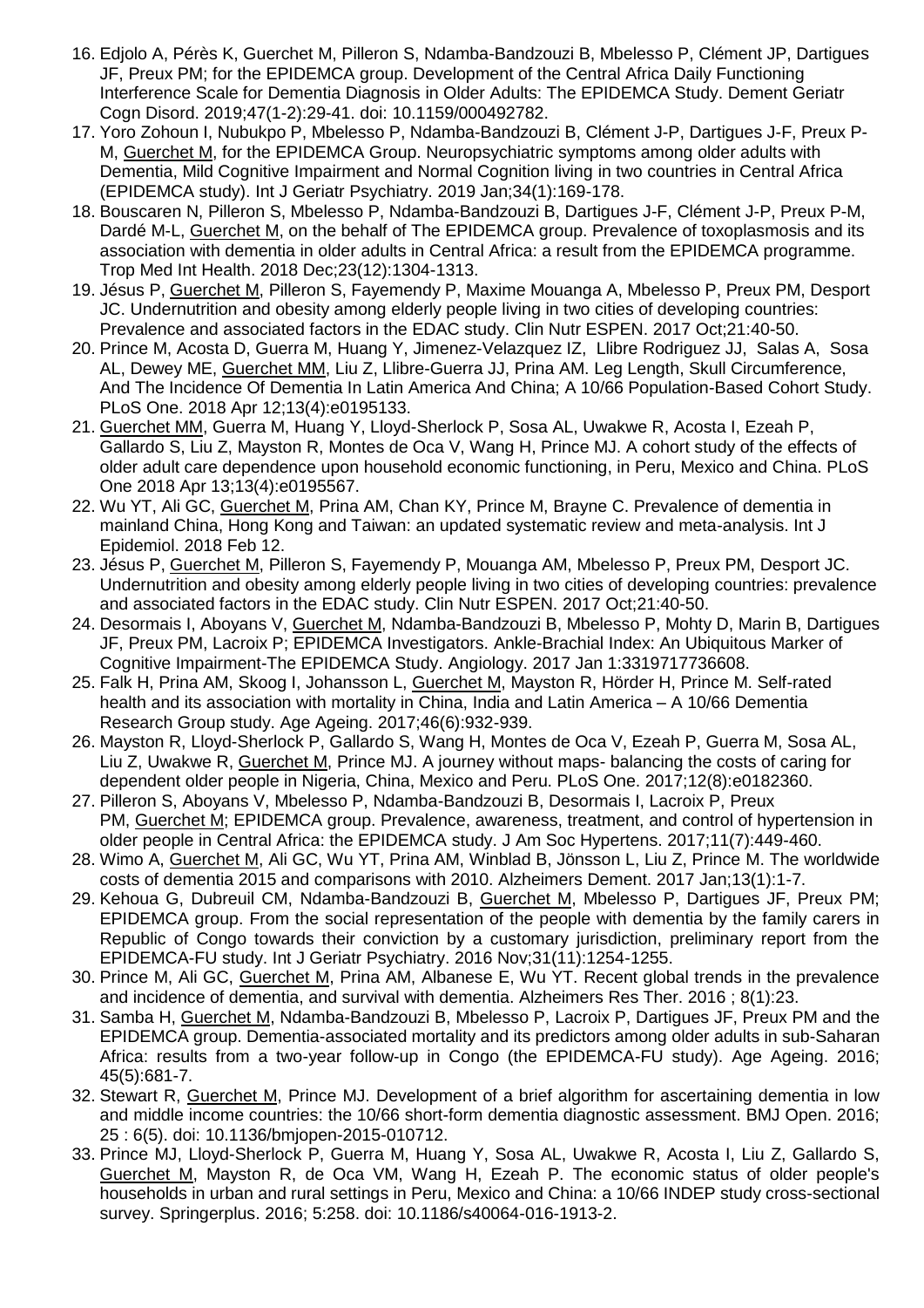16. Edjolo A, Pérès K, Guerchet M, Pilleron S, Ndamba-Bandzouzi B, Mbelesso P, Clément JP, Dartigues JF, Preux PM; for the EPIDEMCA group. Development of the Central Africa Daily Functioning Interference Scale for Dementia Diagnosis in Older Adults: The EPIDEMCA Study. Dement Geriatr Cogn Disord. 2019;47(1-2):29-41. doi: 10.1159/000492782.
17. Yoro Zohoun I, Nubukpo P, Mbelesso P, Ndamba-Bandzouzi B, Clément J-P, Dartigues J-F, Preux P-M, Guerchet M, for the EPIDEMCA Group. Neuropsychiatric symptoms among older adults with Dementia, Mild Cognitive Impairment and Normal Cognition living in two countries in Central Africa (EPIDEMCA study). Int J Geriatr Psychiatry. 2019 Jan;34(1):169-178.
18. Bouscaren N, Pilleron S, Mbelesso P, Ndamba-Bandzouzi B, Dartigues J-F, Clément J-P, Preux P-M, Dardé M-L, Guerchet M, on the behalf of The EPIDEMCA group. Prevalence of toxoplasmosis and its association with dementia in older adults in Central Africa: a result from the EPIDEMCA programme. Trop Med Int Health. 2018 Dec;23(12):1304-1313.
19. Jésus P, Guerchet M, Pilleron S, Fayemendy P, Maxime Mouanga A, Mbelesso P, Preux PM, Desport JC. Undernutrition and obesity among elderly people living in two cities of developing countries: Prevalence and associated factors in the EDAC study. Clin Nutr ESPEN. 2017 Oct;21:40-50.
20. Prince M, Acosta D, Guerra M, Huang Y, Jimenez-Velazquez IZ, Llibre Rodriguez JJ, Salas A, Sosa AL, Dewey ME, Guerchet MM, Liu Z, Llibre-Guerra JJ, Prina AM. Leg Length, Skull Circumference, And The Incidence Of Dementia In Latin America And China; A 10/66 Population-Based Cohort Study. PLoS One. 2018 Apr 12;13(4):e0195133.
21. Guerchet MM, Guerra M, Huang Y, Lloyd-Sherlock P, Sosa AL, Uwakwe R, Acosta I, Ezeah P, Gallardo S, Liu Z, Mayston R, Montes de Oca V, Wang H, Prince MJ. A cohort study of the effects of older adult care dependence upon household economic functioning, in Peru, Mexico and China. PLoS One 2018 Apr 13;13(4):e0195567.
22. Wu YT, Ali GC, Guerchet M, Prina AM, Chan KY, Prince M, Brayne C. Prevalence of dementia in mainland China, Hong Kong and Taiwan: an updated systematic review and meta-analysis. Int J Epidemiol. 2018 Feb 12.
23. Jésus P, Guerchet M, Pilleron S, Fayemendy P, Mouanga AM, Mbelesso P, Preux PM, Desport JC. Undernutrition and obesity among elderly people living in two cities of developing countries: prevalence and associated factors in the EDAC study. Clin Nutr ESPEN. 2017 Oct;21:40-50.
24. Desormais I, Aboyans V, Guerchet M, Ndamba-Bandzouzi B, Mbelesso P, Mohty D, Marin B, Dartigues JF, Preux PM, Lacroix P; EPIDEMCA Investigators. Ankle-Brachial Index: An Ubiquitous Marker of Cognitive Impairment-The EPIDEMCA Study. Angiology. 2017 Jan 1:3319717736608.
25. Falk H, Prina AM, Skoog I, Johansson L, Guerchet M, Mayston R, Hörder H, Prince M. Self-rated health and its association with mortality in China, India and Latin America – A 10/66 Dementia Research Group study. Age Ageing. 2017;46(6):932-939.
26. Mayston R, Lloyd-Sherlock P, Gallardo S, Wang H, Montes de Oca V, Ezeah P, Guerra M, Sosa AL, Liu Z, Uwakwe R, Guerchet M, Prince MJ. A journey without maps- balancing the costs of caring for dependent older people in Nigeria, China, Mexico and Peru. PLoS One. 2017;12(8):e0182360.
27. Pilleron S, Aboyans V, Mbelesso P, Ndamba-Bandzouzi B, Desormais I, Lacroix P, Preux PM, Guerchet M; EPIDEMCA group. Prevalence, awareness, treatment, and control of hypertension in older people in Central Africa: the EPIDEMCA study. J Am Soc Hypertens. 2017;11(7):449-460.
28. Wimo A, Guerchet M, Ali GC, Wu YT, Prina AM, Winblad B, Jönsson L, Liu Z, Prince M. The worldwide costs of dementia 2015 and comparisons with 2010. Alzheimers Dement. 2017 Jan;13(1):1-7.
29. Kehoua G, Dubreuil CM, Ndamba-Bandzouzi B, Guerchet M, Mbelesso P, Dartigues JF, Preux PM; EPIDEMCA group. From the social representation of the people with dementia by the family carers in Republic of Congo towards their conviction by a customary jurisdiction, preliminary report from the EPIDEMCA-FU study. Int J Geriatr Psychiatry. 2016 Nov;31(11):1254-1255.
30. Prince M, Ali GC, Guerchet M, Prina AM, Albanese E, Wu YT. Recent global trends in the prevalence and incidence of dementia, and survival with dementia. Alzheimers Res Ther. 2016 ; 8(1):23.
31. Samba H, Guerchet M, Ndamba-Bandzouzi B, Mbelesso P, Lacroix P, Dartigues JF, Preux PM and the EPIDEMCA group. Dementia-associated mortality and its predictors among older adults in sub-Saharan Africa: results from a two-year follow-up in Congo (the EPIDEMCA-FU study). Age Ageing. 2016; 45(5):681-7.
32. Stewart R, Guerchet M, Prince MJ. Development of a brief algorithm for ascertaining dementia in low and middle income countries: the 10/66 short-form dementia diagnostic assessment. BMJ Open. 2016; 25 : 6(5). doi: 10.1136/bmjopen-2015-010712.
33. Prince MJ, Lloyd-Sherlock P, Guerra M, Huang Y, Sosa AL, Uwakwe R, Acosta I, Liu Z, Gallardo S, Guerchet M, Mayston R, de Oca VM, Wang H, Ezeah P. The economic status of older people's households in urban and rural settings in Peru, Mexico and China: a 10/66 INDEP study cross-sectional survey. Springerplus. 2016; 5:258. doi: 10.1186/s40064-016-1913-2.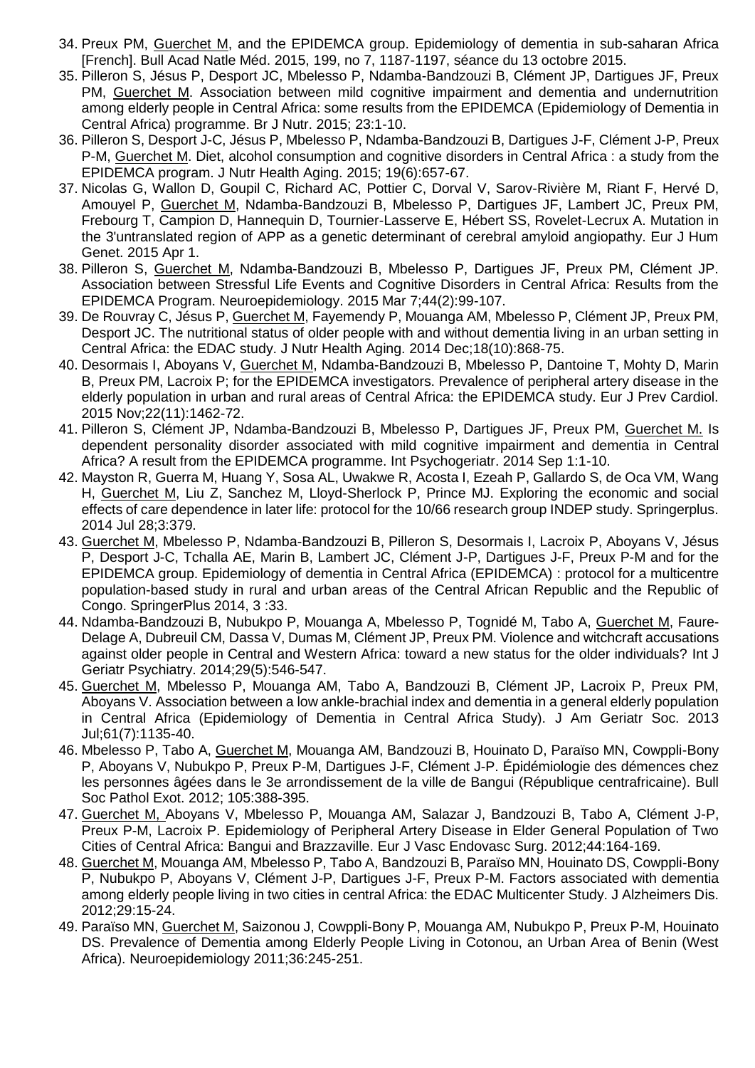34. Preux PM, Guerchet M, and the EPIDEMCA group. Epidemiology of dementia in sub-saharan Africa [French]. Bull Acad Natle Méd. 2015, 199, no 7, 1187-1197, séance du 13 octobre 2015.
35. Pilleron S, Jésus P, Desport JC, Mbelesso P, Ndamba-Bandzouzi B, Clément JP, Dartigues JF, Preux PM, Guerchet M. Association between mild cognitive impairment and dementia and undernutrition among elderly people in Central Africa: some results from the EPIDEMCA (Epidemiology of Dementia in Central Africa) programme. Br J Nutr. 2015; 23:1-10.
36. Pilleron S, Desport J-C, Jésus P, Mbelesso P, Ndamba-Bandzouzi B, Dartigues J-F, Clément J-P, Preux P-M, Guerchet M. Diet, alcohol consumption and cognitive disorders in Central Africa : a study from the EPIDEMCA program. J Nutr Health Aging. 2015; 19(6):657-67.
37. Nicolas G, Wallon D, Goupil C, Richard AC, Pottier C, Dorval V, Sarov-Rivière M, Riant F, Hervé D, Amouyel P, Guerchet M, Ndamba-Bandzouzi B, Mbelesso P, Dartigues JF, Lambert JC, Preux PM, Frebourg T, Campion D, Hannequin D, Tournier-Lasserve E, Hébert SS, Rovelet-Lecrux A. Mutation in the 3'untranslated region of APP as a genetic determinant of cerebral amyloid angiopathy. Eur J Hum Genet. 2015 Apr 1.
38. Pilleron S, Guerchet M, Ndamba-Bandzouzi B, Mbelesso P, Dartigues JF, Preux PM, Clément JP. Association between Stressful Life Events and Cognitive Disorders in Central Africa: Results from the EPIDEMCA Program. Neuroepidemiology. 2015 Mar 7;44(2):99-107.
39. De Rouvray C, Jésus P, Guerchet M, Fayemendy P, Mouanga AM, Mbelesso P, Clément JP, Preux PM, Desport JC. The nutritional status of older people with and without dementia living in an urban setting in Central Africa: the EDAC study. J Nutr Health Aging. 2014 Dec;18(10):868-75.
40. Desormais I, Aboyans V, Guerchet M, Ndamba-Bandzouzi B, Mbelesso P, Dantoine T, Mohty D, Marin B, Preux PM, Lacroix P; for the EPIDEMCA investigators. Prevalence of peripheral artery disease in the elderly population in urban and rural areas of Central Africa: the EPIDEMCA study. Eur J Prev Cardiol. 2015 Nov;22(11):1462-72.
41. Pilleron S, Clément JP, Ndamba-Bandzouzi B, Mbelesso P, Dartigues JF, Preux PM, Guerchet M. Is dependent personality disorder associated with mild cognitive impairment and dementia in Central Africa? A result from the EPIDEMCA programme. Int Psychogeriatr. 2014 Sep 1:1-10.
42. Mayston R, Guerra M, Huang Y, Sosa AL, Uwakwe R, Acosta I, Ezeah P, Gallardo S, de Oca VM, Wang H, Guerchet M, Liu Z, Sanchez M, Lloyd-Sherlock P, Prince MJ. Exploring the economic and social effects of care dependence in later life: protocol for the 10/66 research group INDEP study. Springerplus. 2014 Jul 28;3:379.
43. Guerchet M, Mbelesso P, Ndamba-Bandzouzi B, Pilleron S, Desormais I, Lacroix P, Aboyans V, Jésus P, Desport J-C, Tchalla AE, Marin B, Lambert JC, Clément J-P, Dartigues J-F, Preux P-M and for the EPIDEMCA group. Epidemiology of dementia in Central Africa (EPIDEMCA) : protocol for a multicentre population-based study in rural and urban areas of the Central African Republic and the Republic of Congo. SpringerPlus 2014, 3 :33.
44. Ndamba-Bandzouzi B, Nubukpo P, Mouanga A, Mbelesso P, Tognidé M, Tabo A, Guerchet M, Faure-Delage A, Dubreuil CM, Dassa V, Dumas M, Clément JP, Preux PM. Violence and witchcraft accusations against older people in Central and Western Africa: toward a new status for the older individuals? Int J Geriatr Psychiatry. 2014;29(5):546-547.
45. Guerchet M, Mbelesso P, Mouanga AM, Tabo A, Bandzouzi B, Clément JP, Lacroix P, Preux PM, Aboyans V. Association between a low ankle-brachial index and dementia in a general elderly population in Central Africa (Epidemiology of Dementia in Central Africa Study). J Am Geriatr Soc. 2013 Jul;61(7):1135-40.
46. Mbelesso P, Tabo A, Guerchet M, Mouanga AM, Bandzouzi B, Houinato D, Paraïso MN, Cowppli-Bony P, Aboyans V, Nubukpo P, Preux P-M, Dartigues J-F, Clément J-P. Épidémiologie des démences chez les personnes âgées dans le 3e arrondissement de la ville de Bangui (République centrafricaine). Bull Soc Pathol Exot. 2012; 105:388-395.
47. Guerchet M, Aboyans V, Mbelesso P, Mouanga AM, Salazar J, Bandzouzi B, Tabo A, Clément J-P, Preux P-M, Lacroix P. Epidemiology of Peripheral Artery Disease in Elder General Population of Two Cities of Central Africa: Bangui and Brazzaville. Eur J Vasc Endovasc Surg. 2012;44:164-169.
48. Guerchet M, Mouanga AM, Mbelesso P, Tabo A, Bandzouzi B, Paraïso MN, Houinato DS, Cowppli-Bony P, Nubukpo P, Aboyans V, Clément J-P, Dartigues J-F, Preux P-M. Factors associated with dementia among elderly people living in two cities in central Africa: the EDAC Multicenter Study. J Alzheimers Dis. 2012;29:15-24.
49. Paraïso MN, Guerchet M, Saizonou J, Cowppli-Bony P, Mouanga AM, Nubukpo P, Preux P-M, Houinato DS. Prevalence of Dementia among Elderly People Living in Cotonou, an Urban Area of Benin (West Africa). Neuroepidemiology 2011;36:245-251.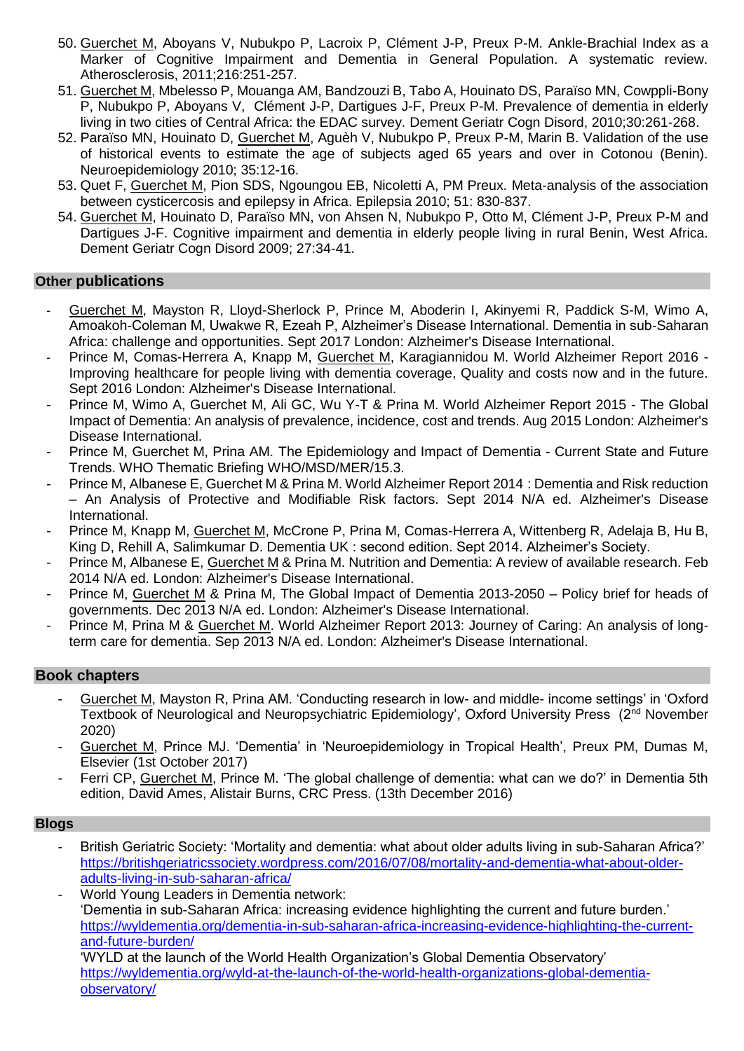50. Guerchet M, Aboyans V, Nubukpo P, Lacroix P, Clément J-P, Preux P-M. Ankle-Brachial Index as a Marker of Cognitive Impairment and Dementia in General Population. A systematic review. Atherosclerosis, 2011;216:251-257.
51. Guerchet M, Mbelesso P, Mouanga AM, Bandzouzi B, Tabo A, Houinato DS, Paraïso MN, Cowppli-Bony P, Nubukpo P, Aboyans V, Clément J-P, Dartigues J-F, Preux P-M. Prevalence of dementia in elderly living in two cities of Central Africa: the EDAC survey. Dement Geriatr Cogn Disord, 2010;30:261-268.
52. Paraïso MN, Houinato D, Guerchet M, Aguèh V, Nubukpo P, Preux P-M, Marin B. Validation of the use of historical events to estimate the age of subjects aged 65 years and over in Cotonou (Benin). Neuroepidemiology 2010; 35:12-16.
53. Quet F, Guerchet M, Pion SDS, Ngoungou EB, Nicoletti A, PM Preux. Meta-analysis of the association between cysticercosis and epilepsy in Africa. Epilepsia 2010; 51: 830-837.
54. Guerchet M, Houinato D, Paraïso MN, von Ahsen N, Nubukpo P, Otto M, Clément J-P, Preux P-M and Dartigues J-F. Cognitive impairment and dementia in elderly people living in rural Benin, West Africa. Dement Geriatr Cogn Disord 2009; 27:34-41.

## Other publications

- Guerchet M, Mayston R, Lloyd-Sherlock P, Prince M, Aboderin I, Akinyemi R, Paddick S-M, Wimo A, Amoakoh-Coleman M, Uwakwe R, Ezeah P, Alzheimer's Disease International. Dementia in sub-Saharan Africa: challenge and opportunities. Sept 2017 London: Alzheimer's Disease International.
- Prince M, Comas-Herrera A, Knapp M, Guerchet M, Karagiannidou M. World Alzheimer Report 2016 - Improving healthcare for people living with dementia coverage, Quality and costs now and in the future. Sept 2016 London: Alzheimer's Disease International.
- Prince M, Wimo A, Guerchet M, Ali GC, Wu Y-T & Prina M. World Alzheimer Report 2015 - The Global Impact of Dementia: An analysis of prevalence, incidence, cost and trends. Aug 2015 London: Alzheimer's Disease International.
- Prince M, Guerchet M, Prina AM. The Epidemiology and Impact of Dementia - Current State and Future Trends. WHO Thematic Briefing WHO/MSD/MER/15.3.
- Prince M, Albanese E, Guerchet M & Prina M. World Alzheimer Report 2014 : Dementia and Risk reduction – An Analysis of Protective and Modifiable Risk factors. Sept 2014 N/A ed. Alzheimer's Disease International.
- Prince M, Knapp M, Guerchet M, McCrone P, Prina M, Comas-Herrera A, Wittenberg R, Adelaja B, Hu B, King D, Rehill A, Salimkumar D. Dementia UK : second edition. Sept 2014. Alzheimer's Society.
- Prince M, Albanese E, Guerchet M & Prina M. Nutrition and Dementia: A review of available research. Feb 2014 N/A ed. London: Alzheimer's Disease International.
- Prince M, Guerchet M & Prina M, The Global Impact of Dementia 2013-2050 – Policy brief for heads of governments. Dec 2013 N/A ed. London: Alzheimer's Disease International.
- Prince M, Prina M & Guerchet M. World Alzheimer Report 2013: Journey of Caring: An analysis of long-term care for dementia. Sep 2013 N/A ed. London: Alzheimer's Disease International.

## Book chapters

- Guerchet M, Mayston R, Prina AM. 'Conducting research in low- and middle- income settings' in 'Oxford Textbook of Neurological and Neuropsychiatric Epidemiology', Oxford University Press (2nd November 2020)
- Guerchet M, Prince MJ. 'Dementia' in 'Neuroepidemiology in Tropical Health', Preux PM, Dumas M, Elsevier (1st October 2017)
- Ferri CP, Guerchet M, Prince M. 'The global challenge of dementia: what can we do?' in Dementia 5th edition, David Ames, Alistair Burns, CRC Press. (13th December 2016)

## Blogs

- British Geriatric Society: 'Mortality and dementia: what about older adults living in sub-Saharan Africa?' https://britishgeriatricssociety.wordpress.com/2016/07/08/mortality-and-dementia-what-about-older-adults-living-in-sub-saharan-africa/
- World Young Leaders in Dementia network:
  'Dementia in sub-Saharan Africa: increasing evidence highlighting the current and future burden.' https://wyldementia.org/dementia-in-sub-saharan-africa-increasing-evidence-highlighting-the-current-and-future-burden/
  'WYLD at the launch of the World Health Organization's Global Dementia Observatory' https://wyldementia.org/wyld-at-the-launch-of-the-world-health-organizations-global-dementia-observatory/